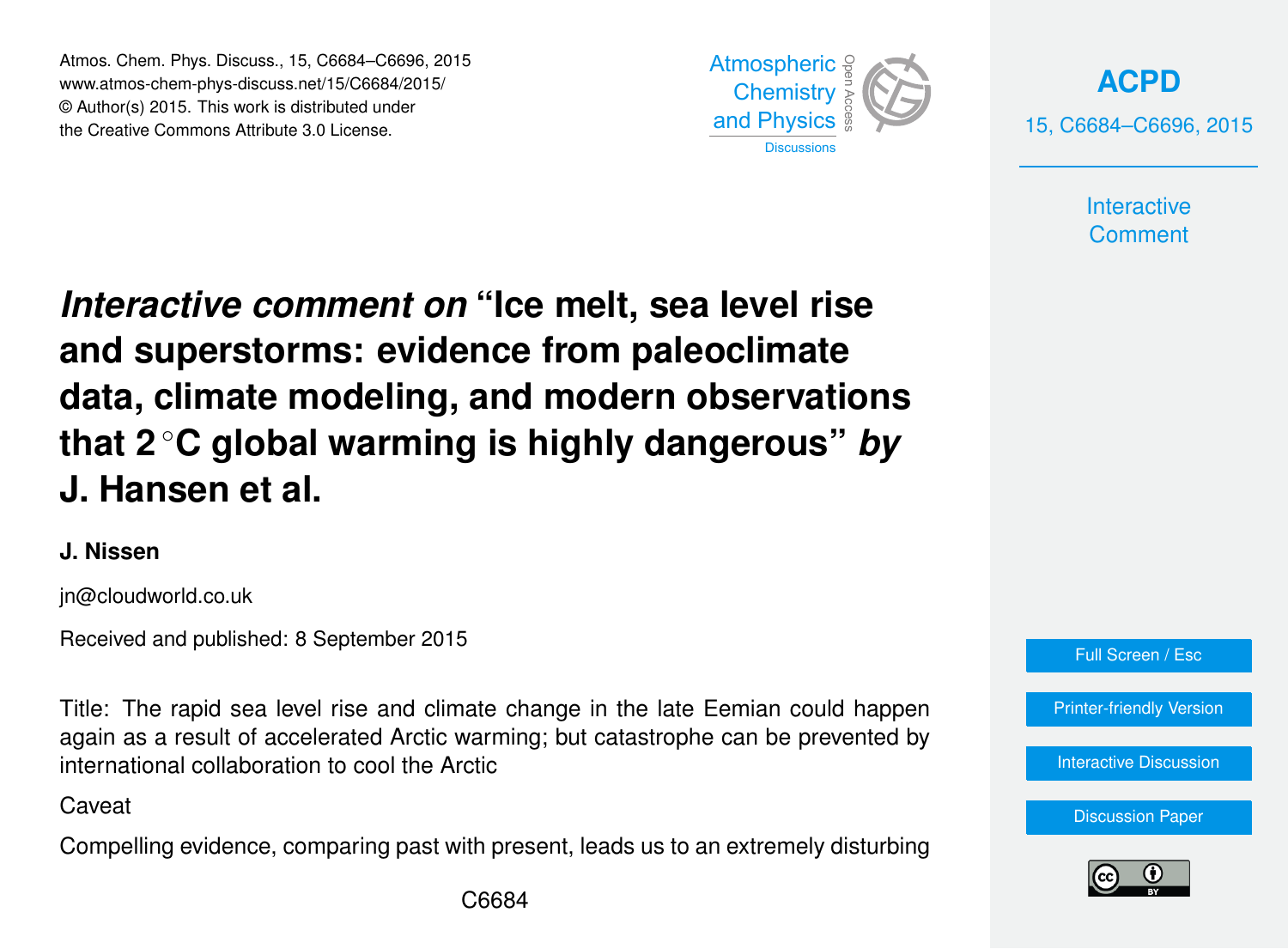# *Interactive comment on* "Ice melt, sea level rise and superstorms: evidence from paleoclimate data, climate modeling, and modern observations that 2 °C global warming is highly dangerous" *by* J. Hansen et al.

**J. Nissen**

jn@cloudworld.co.uk

Received and published: 8 September 2015

Title: The rapid sea level rise and climate change in the late Eemian could happen again as a result of accelerated Arctic warming; but catastrophe can be prevented by international collaboration to cool the Arctic

Caveat

Compelling evidence, comparing past with present, leads us to an extremely disturbing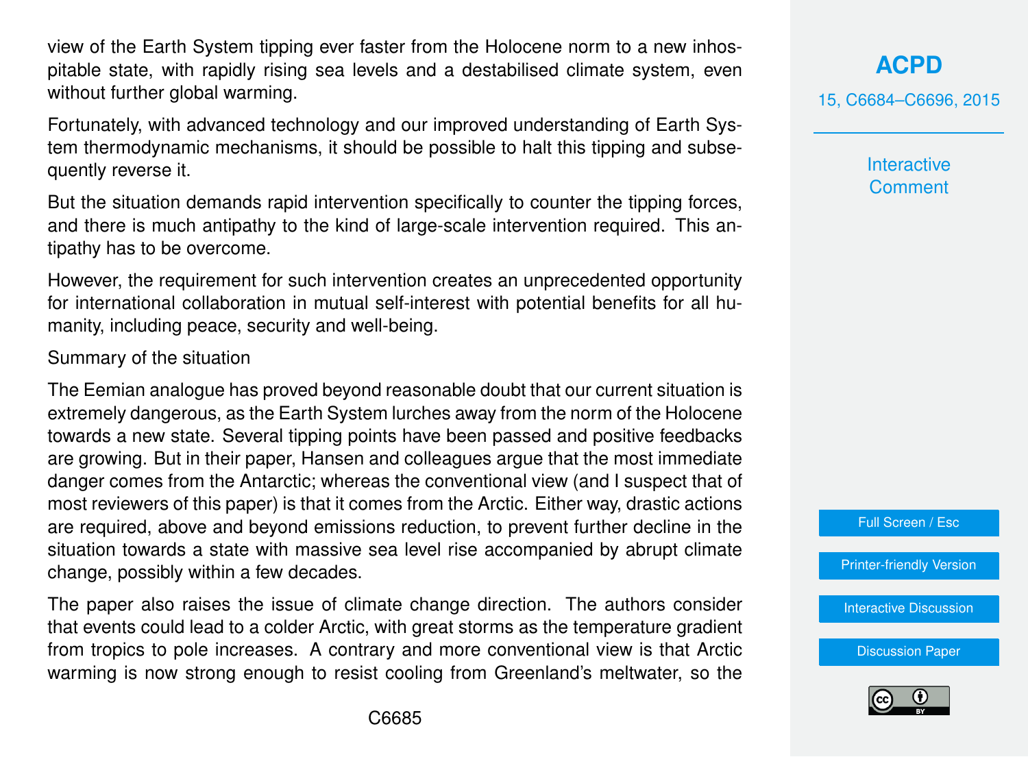view of the Earth System tipping ever faster from the Holocene norm to a new inhospitable state, with rapidly rising sea levels and a destabilised climate system, even without further global warming.

Fortunately, with advanced technology and our improved understanding of Earth System thermodynamic mechanisms, it should be possible to halt this tipping and subsequently reverse it.

But the situation demands rapid intervention specifically to counter the tipping forces, and there is much antipathy to the kind of large-scale intervention required. This antipathy has to be overcome.

However, the requirement for such intervention creates an unprecedented opportunity for international collaboration in mutual self-interest with potential benefits for all humanity, including peace, security and well-being.

Summary of the situation

The Eemian analogue has proved beyond reasonable doubt that our current situation is extremely dangerous, as the Earth System lurches away from the norm of the Holocene towards a new state. Several tipping points have been passed and positive feedbacks are growing. But in their paper, Hansen and colleagues argue that the most immediate danger comes from the Antarctic; whereas the conventional view (and I suspect that of most reviewers of this paper) is that it comes from the Arctic. Either way, drastic actions are required, above and beyond emissions reduction, to prevent further decline in the situation towards a state with massive sea level rise accompanied by abrupt climate change, possibly within a few decades.

The paper also raises the issue of climate change direction. The authors consider that events could lead to a colder Arctic, with great storms as the temperature gradient from tropics to pole increases. A contrary and more conventional view is that Arctic warming is now strong enough to resist cooling from Greenland's meltwater, so the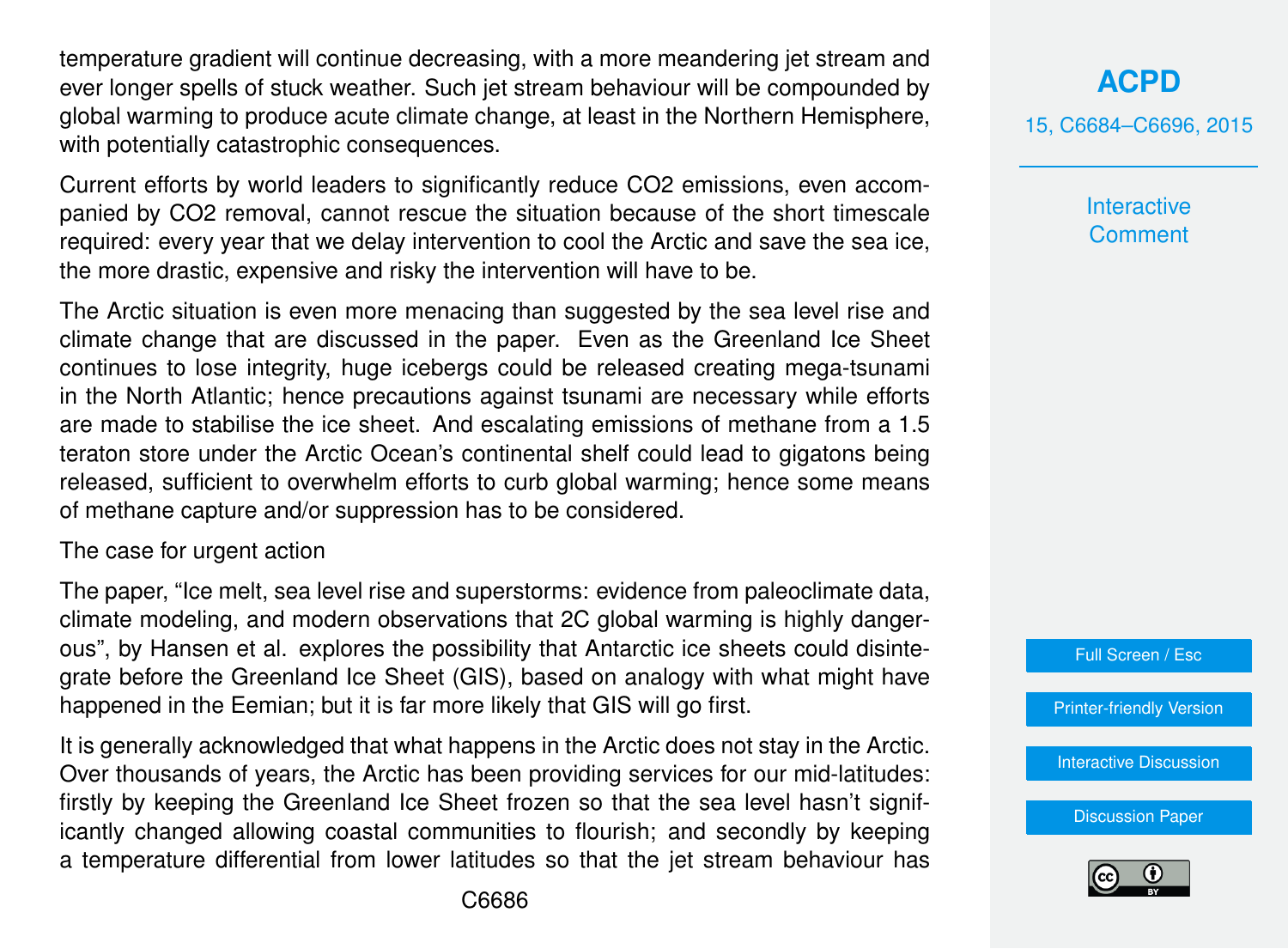temperature gradient will continue decreasing, with a more meandering jet stream and ever longer spells of stuck weather. Such jet stream behaviour will be compounded by global warming to produce acute climate change, at least in the Northern Hemisphere, with potentially catastrophic consequences.

Current efforts by world leaders to significantly reduce $CO_2$ emissions, even accompanied by $CO_2$ removal, cannot rescue the situation because of the short timescale required: every year that we delay intervention to cool the Arctic and save the sea ice, the more drastic, expensive and risky the intervention will have to be.

The Arctic situation is even more menacing than suggested by the sea level rise and climate change that are discussed in the paper. Even as the Greenland Ice Sheet continues to lose integrity, huge icebergs could be released creating mega-tsunami in the North Atlantic; hence precautions against tsunami are necessary while efforts are made to stabilise the ice sheet. And escalating emissions of methane from a 1.5 teraton store under the Arctic Ocean's continental shelf could lead to gigatons being released, sufficient to overwhelm efforts to curb global warming; hence some means of methane capture and/or suppression has to be considered.

## The case for urgent action

The paper, "Ice melt, sea level rise and superstorms: evidence from paleoclimate data, climate modeling, and modern observations that 2C global warming is highly dangerous", by Hansen et al. explores the possibility that Antarctic ice sheets could disintegrate before the Greenland Ice Sheet (GIS), based on analogy with what might have happened in the Eemian; but it is far more likely that GIS will go first.

It is generally acknowledged that what happens in the Arctic does not stay in the Arctic. Over thousands of years, the Arctic has been providing services for our mid-latitudes: firstly by keeping the Greenland Ice Sheet frozen so that the sea level hasn't significantly changed allowing coastal communities to flourish; and secondly by keeping a temperature differential from lower latitudes so that the jet stream behaviour has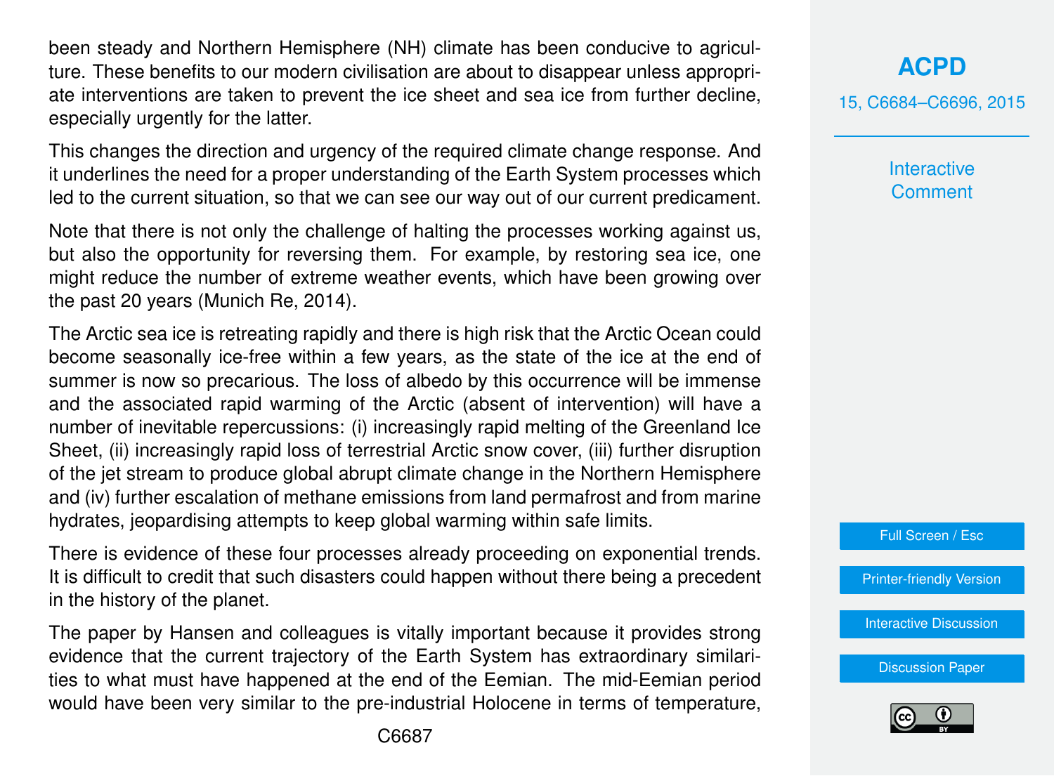been steady and Northern Hemisphere (NH) climate has been conducive to agriculture. These benefits to our modern civilisation are about to disappear unless appropriate interventions are taken to prevent the ice sheet and sea ice from further decline, especially urgently for the latter.

This changes the direction and urgency of the required climate change response. And it underlines the need for a proper understanding of the Earth System processes which led to the current situation, so that we can see our way out of our current predicament.

Note that there is not only the challenge of halting the processes working against us, but also the opportunity for reversing them. For example, by restoring sea ice, one might reduce the number of extreme weather events, which have been growing over the past 20 years (Munich Re, 2014).

The Arctic sea ice is retreating rapidly and there is high risk that the Arctic Ocean could become seasonally ice-free within a few years, as the state of the ice at the end of summer is now so precarious. The loss of albedo by this occurrence will be immense and the associated rapid warming of the Arctic (absent of intervention) will have a number of inevitable repercussions: (i) increasingly rapid melting of the Greenland Ice Sheet, (ii) increasingly rapid loss of terrestrial Arctic snow cover, (iii) further disruption of the jet stream to produce global abrupt climate change in the Northern Hemisphere and (iv) further escalation of methane emissions from land permafrost and from marine hydrates, jeopardising attempts to keep global warming within safe limits.

There is evidence of these four processes already proceeding on exponential trends. It is difficult to credit that such disasters could happen without there being a precedent in the history of the planet.

The paper by Hansen and colleagues is vitally important because it provides strong evidence that the current trajectory of the Earth System has extraordinary similarities to what must have happened at the end of the Eemian. The mid-Eemian period would have been very similar to the pre-industrial Holocene in terms of temperature,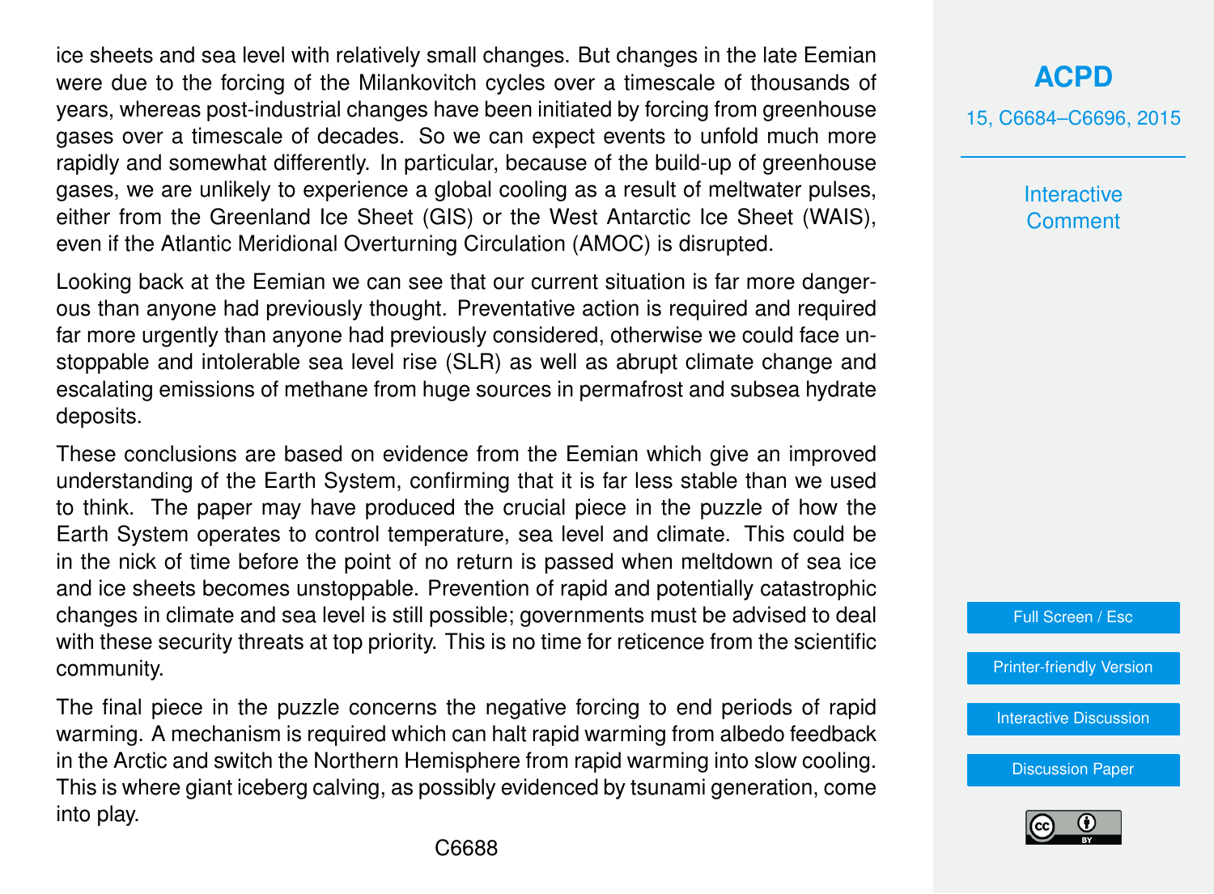ice sheets and sea level with relatively small changes. But changes in the late Eemian were due to the forcing of the Milankovitch cycles over a timescale of thousands of years, whereas post-industrial changes have been initiated by forcing from greenhouse gases over a timescale of decades. So we can expect events to unfold much more rapidly and somewhat differently. In particular, because of the build-up of greenhouse gases, we are unlikely to experience a global cooling as a result of meltwater pulses, either from the Greenland Ice Sheet (GIS) or the West Antarctic Ice Sheet (WAIS), even if the Atlantic Meridional Overturning Circulation (AMOC) is disrupted.

Looking back at the Eemian we can see that our current situation is far more dangerous than anyone had previously thought. Preventative action is required and required far more urgently than anyone had previously considered, otherwise we could face unstoppable and intolerable sea level rise (SLR) as well as abrupt climate change and escalating emissions of methane from huge sources in permafrost and subsea hydrate deposits.

These conclusions are based on evidence from the Eemian which give an improved understanding of the Earth System, confirming that it is far less stable than we used to think. The paper may have produced the crucial piece in the puzzle of how the Earth System operates to control temperature, sea level and climate. This could be in the nick of time before the point of no return is passed when meltdown of sea ice and ice sheets becomes unstoppable. Prevention of rapid and potentially catastrophic changes in climate and sea level is still possible; governments must be advised to deal with these security threats at top priority. This is no time for reticence from the scientific community.

The final piece in the puzzle concerns the negative forcing to end periods of rapid warming. A mechanism is required which can halt rapid warming from albedo feedback in the Arctic and switch the Northern Hemisphere from rapid warming into slow cooling. This is where giant iceberg calving, as possibly evidenced by tsunami generation, come into play.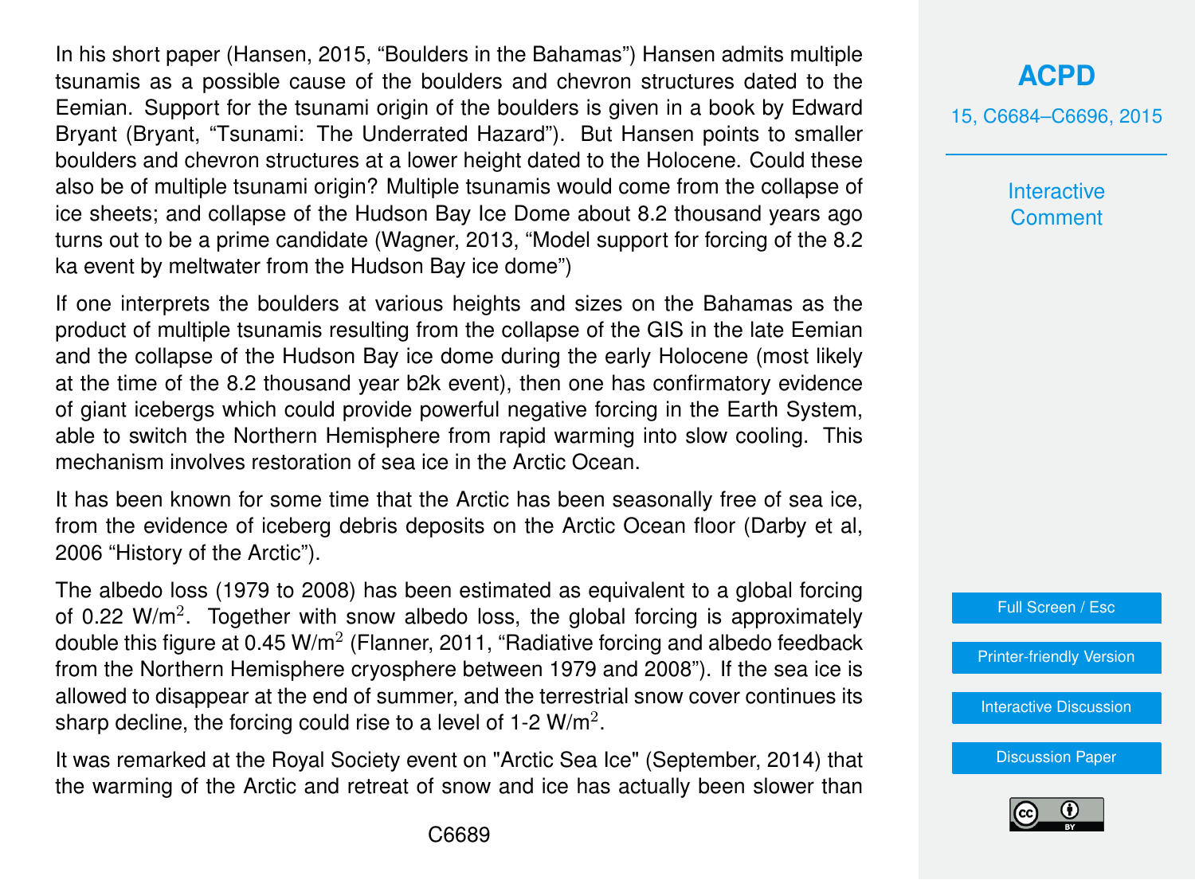In his short paper (Hansen, 2015, "Boulders in the Bahamas") Hansen admits multiple tsunamis as a possible cause of the boulders and chevron structures dated to the Eemian. Support for the tsunami origin of the boulders is given in a book by Edward Bryant (Bryant, "Tsunami: The Underrated Hazard"). But Hansen points to smaller boulders and chevron structures at a lower height dated to the Holocene. Could these also be of multiple tsunami origin? Multiple tsunamis would come from the collapse of ice sheets; and collapse of the Hudson Bay Ice Dome about 8.2 thousand years ago turns out to be a prime candidate (Wagner, 2013, "Model support for forcing of the 8.2 ka event by meltwater from the Hudson Bay ice dome")

If one interprets the boulders at various heights and sizes on the Bahamas as the product of multiple tsunamis resulting from the collapse of the GIS in the late Eemian and the collapse of the Hudson Bay ice dome during the early Holocene (most likely at the time of the 8.2 thousand year b2k event), then one has confirmatory evidence of giant icebergs which could provide powerful negative forcing in the Earth System, able to switch the Northern Hemisphere from rapid warming into slow cooling. This mechanism involves restoration of sea ice in the Arctic Ocean.

It has been known for some time that the Arctic has been seasonally free of sea ice, from the evidence of iceberg debris deposits on the Arctic Ocean floor (Darby et al, 2006 "History of the Arctic").

The albedo loss (1979 to 2008) has been estimated as equivalent to a global forcing of 0.22 W/m$^2$. Together with snow albedo loss, the global forcing is approximately double this figure at 0.45 W/m$^2$ (Flanner, 2011, "Radiative forcing and albedo feedback from the Northern Hemisphere cryosphere between 1979 and 2008"). If the sea ice is allowed to disappear at the end of summer, and the terrestrial snow cover continues its sharp decline, the forcing could rise to a level of 1-2 W/m$^2$.

It was remarked at the Royal Society event on "Arctic Sea Ice" (September, 2014) that the warming of the Arctic and retreat of snow and ice has actually been slower than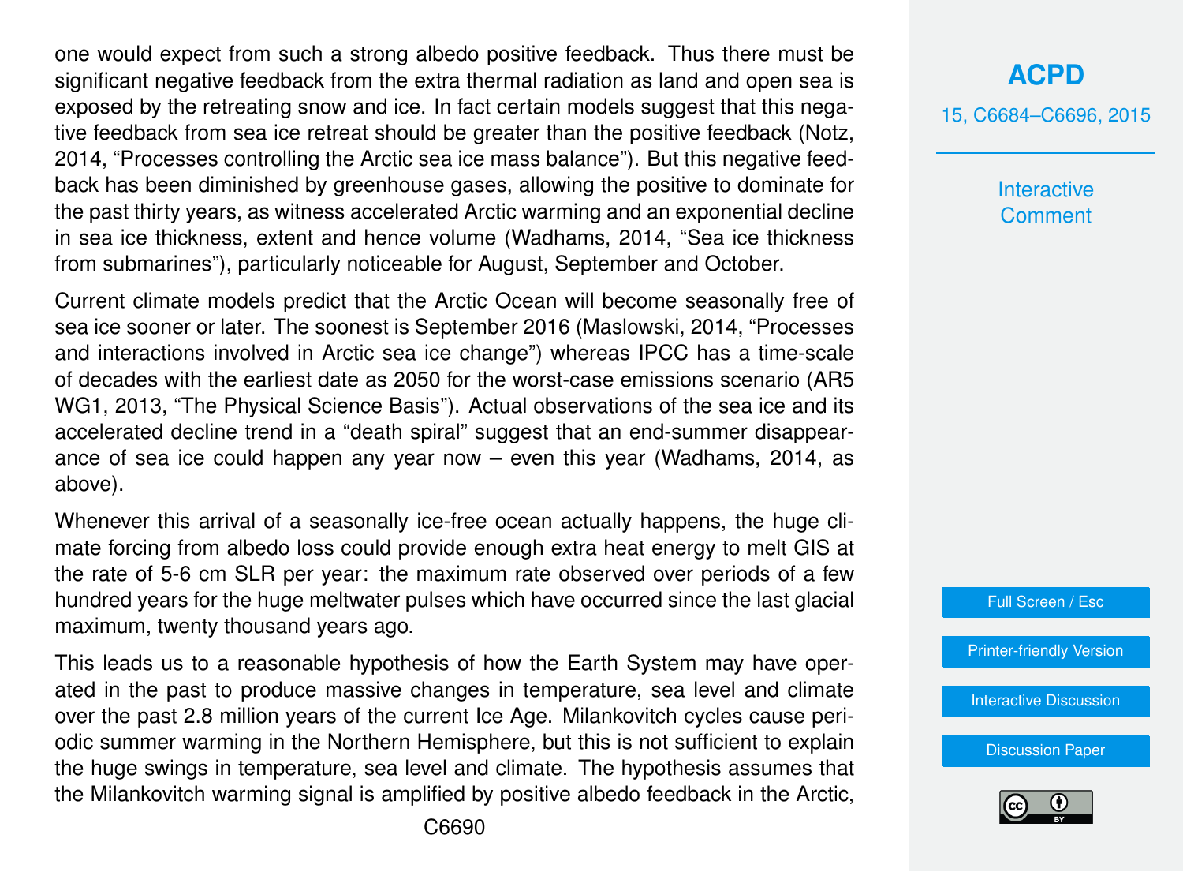one would expect from such a strong albedo positive feedback. Thus there must be significant negative feedback from the extra thermal radiation as land and open sea is exposed by the retreating snow and ice. In fact certain models suggest that this negative feedback from sea ice retreat should be greater than the positive feedback (Notz, 2014, "Processes controlling the Arctic sea ice mass balance"). But this negative feedback has been diminished by greenhouse gases, allowing the positive to dominate for the past thirty years, as witness accelerated Arctic warming and an exponential decline in sea ice thickness, extent and hence volume (Wadhams, 2014, "Sea ice thickness from submarines"), particularly noticeable for August, September and October.

Current climate models predict that the Arctic Ocean will become seasonally free of sea ice sooner or later. The soonest is September 2016 (Maslowski, 2014, "Processes and interactions involved in Arctic sea ice change") whereas IPCC has a time-scale of decades with the earliest date as 2050 for the worst-case emissions scenario (AR5 WG1, 2013, "The Physical Science Basis"). Actual observations of the sea ice and its accelerated decline trend in a "death spiral" suggest that an end-summer disappearance of sea ice could happen any year now – even this year (Wadhams, 2014, as above).

Whenever this arrival of a seasonally ice-free ocean actually happens, the huge climate forcing from albedo loss could provide enough extra heat energy to melt GIS at the rate of 5-6 cm SLR per year: the maximum rate observed over periods of a few hundred years for the huge meltwater pulses which have occurred since the last glacial maximum, twenty thousand years ago.

This leads us to a reasonable hypothesis of how the Earth System may have operated in the past to produce massive changes in temperature, sea level and climate over the past 2.8 million years of the current Ice Age. Milankovitch cycles cause periodic summer warming in the Northern Hemisphere, but this is not sufficient to explain the huge swings in temperature, sea level and climate. The hypothesis assumes that the Milankovitch warming signal is amplified by positive albedo feedback in the Arctic,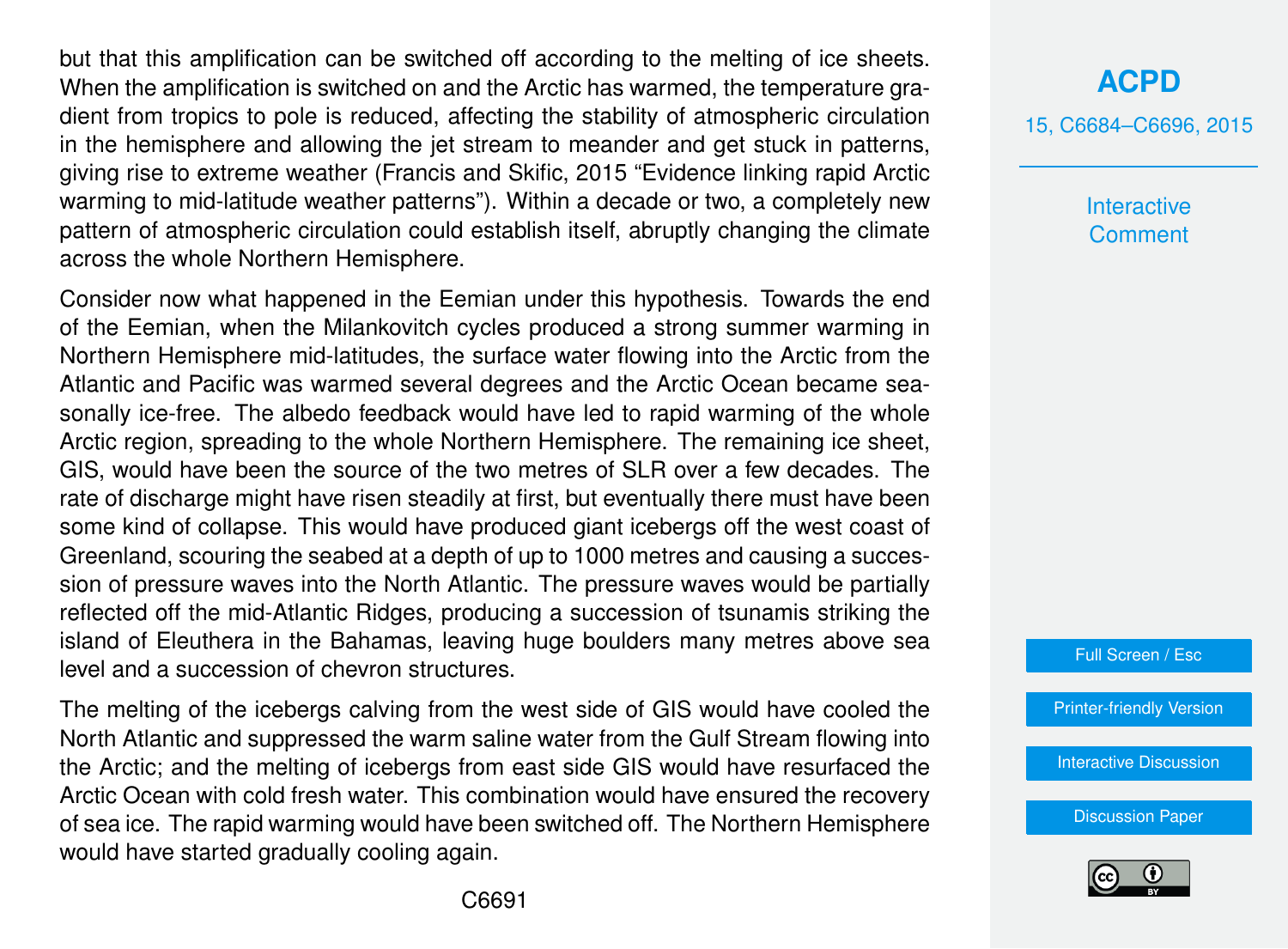but that this amplification can be switched off according to the melting of ice sheets. When the amplification is switched on and the Arctic has warmed, the temperature gradient from tropics to pole is reduced, affecting the stability of atmospheric circulation in the hemisphere and allowing the jet stream to meander and get stuck in patterns, giving rise to extreme weather (Francis and Skific, 2015 "Evidence linking rapid Arctic warming to mid-latitude weather patterns"). Within a decade or two, a completely new pattern of atmospheric circulation could establish itself, abruptly changing the climate across the whole Northern Hemisphere.

Consider now what happened in the Eemian under this hypothesis. Towards the end of the Eemian, when the Milankovitch cycles produced a strong summer warming in Northern Hemisphere mid-latitudes, the surface water flowing into the Arctic from the Atlantic and Pacific was warmed several degrees and the Arctic Ocean became seasonally ice-free. The albedo feedback would have led to rapid warming of the whole Arctic region, spreading to the whole Northern Hemisphere. The remaining ice sheet, GIS, would have been the source of the two metres of SLR over a few decades. The rate of discharge might have risen steadily at first, but eventually there must have been some kind of collapse. This would have produced giant icebergs off the west coast of Greenland, scouring the seabed at a depth of up to 1000 metres and causing a succession of pressure waves into the North Atlantic. The pressure waves would be partially reflected off the mid-Atlantic Ridges, producing a succession of tsunamis striking the island of Eleuthera in the Bahamas, leaving huge boulders many metres above sea level and a succession of chevron structures.

The melting of the icebergs calving from the west side of GIS would have cooled the North Atlantic and suppressed the warm saline water from the Gulf Stream flowing into the Arctic; and the melting of icebergs from east side GIS would have resurfaced the Arctic Ocean with cold fresh water. This combination would have ensured the recovery of sea ice. The rapid warming would have been switched off. The Northern Hemisphere would have started gradually cooling again.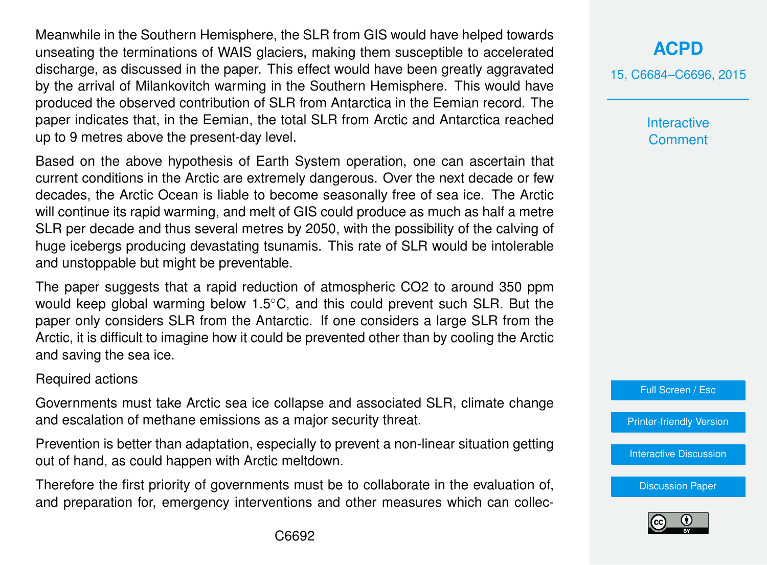Meanwhile in the Southern Hemisphere, the SLR from GIS would have helped towards unseating the terminations of WAIS glaciers, making them susceptible to accelerated discharge, as discussed in the paper. This effect would have been greatly aggravated by the arrival of Milankovitch warming in the Southern Hemisphere. This would have produced the observed contribution of SLR from Antarctica in the Eemian record. The paper indicates that, in the Eemian, the total SLR from Arctic and Antarctica reached up to 9 metres above the present-day level.

Based on the above hypothesis of Earth System operation, one can ascertain that current conditions in the Arctic are extremely dangerous. Over the next decade or few decades, the Arctic Ocean is liable to become seasonally free of sea ice. The Arctic will continue its rapid warming, and melt of GIS could produce as much as half a metre SLR per decade and thus several metres by 2050, with the possibility of the calving of huge icebergs producing devastating tsunamis. This rate of SLR would be intolerable and unstoppable but might be preventable.

The paper suggests that a rapid reduction of atmospheric $CO_2$ to around 350 ppm would keep global warming below 1.5°C, and this could prevent such SLR. But the paper only considers SLR from the Antarctic. If one considers a large SLR from the Arctic, it is difficult to imagine how it could be prevented other than by cooling the Arctic and saving the sea ice.

Required actions

Governments must take Arctic sea ice collapse and associated SLR, climate change and escalation of methane emissions as a major security threat.

Prevention is better than adaptation, especially to prevent a non-linear situation getting out of hand, as could happen with Arctic meltdown.

Therefore the first priority of governments must be to collaborate in the evaluation of, and preparation for, emergency interventions and other measures which can collec-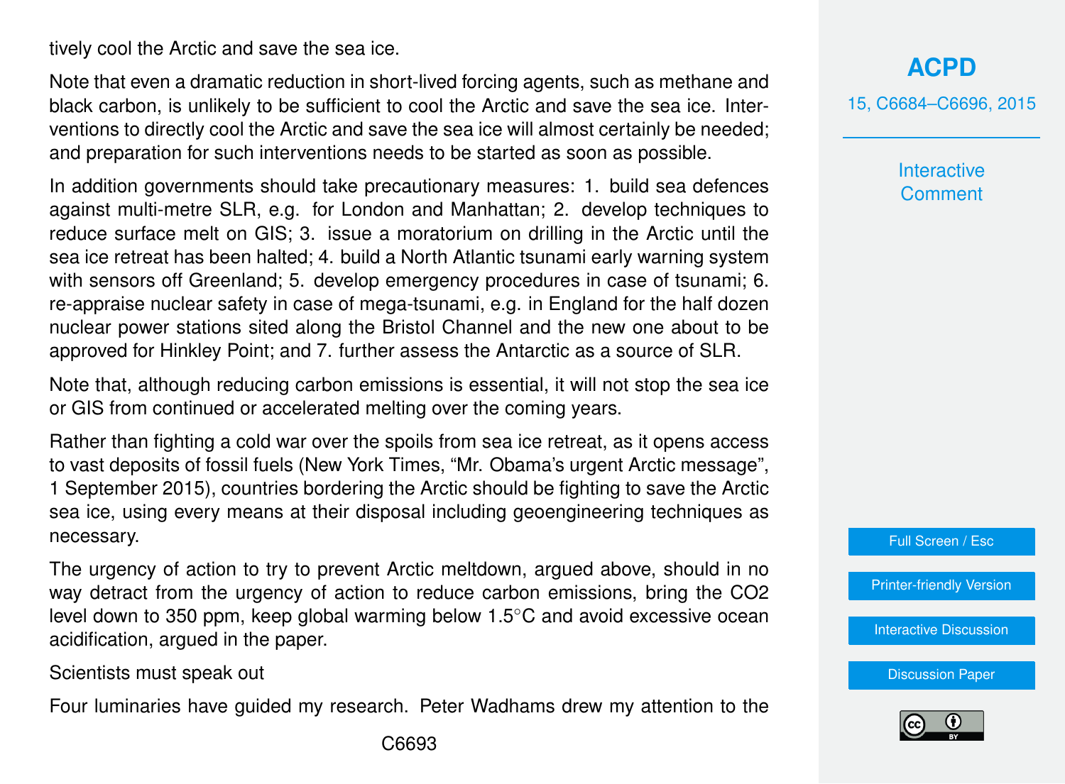tively cool the Arctic and save the sea ice.

Note that even a dramatic reduction in short-lived forcing agents, such as methane and black carbon, is unlikely to be sufficient to cool the Arctic and save the sea ice. Interventions to directly cool the Arctic and save the sea ice will almost certainly be needed; and preparation for such interventions needs to be started as soon as possible.

In addition governments should take precautionary measures: 1. build sea defences against multi-metre SLR, e.g. for London and Manhattan; 2. develop techniques to reduce surface melt on GIS; 3. issue a moratorium on drilling in the Arctic until the sea ice retreat has been halted; 4. build a North Atlantic tsunami early warning system with sensors off Greenland; 5. develop emergency procedures in case of tsunami; 6. re-appraise nuclear safety in case of mega-tsunami, e.g. in England for the half dozen nuclear power stations sited along the Bristol Channel and the new one about to be approved for Hinkley Point; and 7. further assess the Antarctic as a source of SLR.

Note that, although reducing carbon emissions is essential, it will not stop the sea ice or GIS from continued or accelerated melting over the coming years.

Rather than fighting a cold war over the spoils from sea ice retreat, as it opens access to vast deposits of fossil fuels (New York Times, "Mr. Obama's urgent Arctic message", 1 September 2015), countries bordering the Arctic should be fighting to save the Arctic sea ice, using every means at their disposal including geoengineering techniques as necessary.

The urgency of action to try to prevent Arctic meltdown, argued above, should in no way detract from the urgency of action to reduce carbon emissions, bring the $CO_2$ level down to 350 ppm, keep global warming below 1.5°C and avoid excessive ocean acidification, argued in the paper.

Scientists must speak out

Four luminaries have guided my research. Peter Wadhams drew my attention to the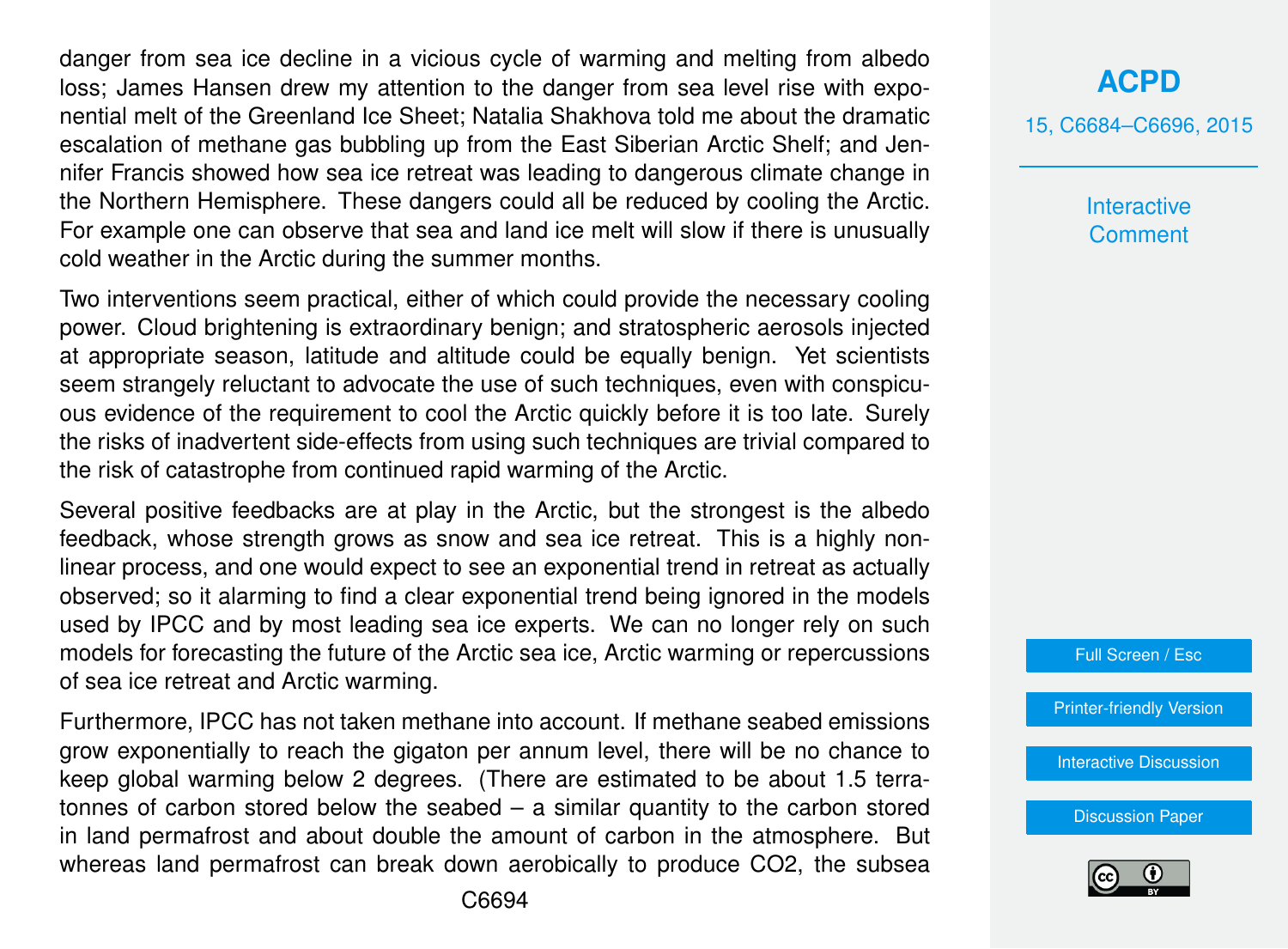danger from sea ice decline in a vicious cycle of warming and melting from albedo loss; James Hansen drew my attention to the danger from sea level rise with exponential melt of the Greenland Ice Sheet; Natalia Shakhova told me about the dramatic escalation of methane gas bubbling up from the East Siberian Arctic Shelf; and Jennifer Francis showed how sea ice retreat was leading to dangerous climate change in the Northern Hemisphere. These dangers could all be reduced by cooling the Arctic. For example one can observe that sea and land ice melt will slow if there is unusually cold weather in the Arctic during the summer months.

Two interventions seem practical, either of which could provide the necessary cooling power. Cloud brightening is extraordinary benign; and stratospheric aerosols injected at appropriate season, latitude and altitude could be equally benign. Yet scientists seem strangely reluctant to advocate the use of such techniques, even with conspicuous evidence of the requirement to cool the Arctic quickly before it is too late. Surely the risks of inadvertent side-effects from using such techniques are trivial compared to the risk of catastrophe from continued rapid warming of the Arctic.

Several positive feedbacks are at play in the Arctic, but the strongest is the albedo feedback, whose strength grows as snow and sea ice retreat. This is a highly nonlinear process, and one would expect to see an exponential trend in retreat as actually observed; so it alarming to find a clear exponential trend being ignored in the models used by IPCC and by most leading sea ice experts. We can no longer rely on such models for forecasting the future of the Arctic sea ice, Arctic warming or repercussions of sea ice retreat and Arctic warming.

Furthermore, IPCC has not taken methane into account. If methane seabed emissions grow exponentially to reach the gigaton per annum level, there will be no chance to keep global warming below 2 degrees. (There are estimated to be about 1.5 terratonnes of carbon stored below the seabed – a similar quantity to the carbon stored in land permafrost and about double the amount of carbon in the atmosphere. But whereas land permafrost can break down aerobically to produce $CO_2$, the subsea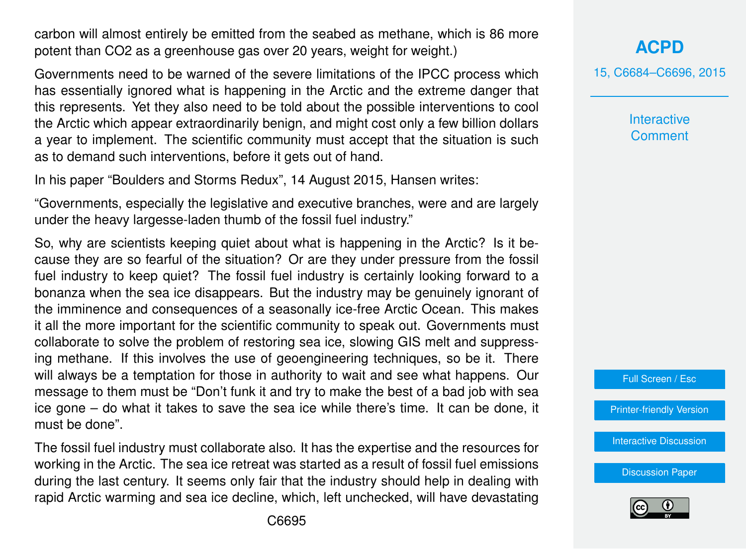carbon will almost entirely be emitted from the seabed as methane, which is 86 more potent than $CO_2$ as a greenhouse gas over 20 years, weight for weight.)

Governments need to be warned of the severe limitations of the IPCC process which has essentially ignored what is happening in the Arctic and the extreme danger that this represents. Yet they also need to be told about the possible interventions to cool the Arctic which appear extraordinarily benign, and might cost only a few billion dollars a year to implement. The scientific community must accept that the situation is such as to demand such interventions, before it gets out of hand.

In his paper "Boulders and Storms Redux", 14 August 2015, Hansen writes:

"Governments, especially the legislative and executive branches, were and are largely under the heavy largesse-laden thumb of the fossil fuel industry."

So, why are scientists keeping quiet about what is happening in the Arctic? Is it because they are so fearful of the situation? Or are they under pressure from the fossil fuel industry to keep quiet? The fossil fuel industry is certainly looking forward to a bonanza when the sea ice disappears. But the industry may be genuinely ignorant of the imminence and consequences of a seasonally ice-free Arctic Ocean. This makes it all the more important for the scientific community to speak out. Governments must collaborate to solve the problem of restoring sea ice, slowing GIS melt and suppressing methane. If this involves the use of geoengineering techniques, so be it. There will always be a temptation for those in authority to wait and see what happens. Our message to them must be "Don't funk it and try to make the best of a bad job with sea ice gone – do what it takes to save the sea ice while there's time. It can be done, it must be done".

The fossil fuel industry must collaborate also. It has the expertise and the resources for working in the Arctic. The sea ice retreat was started as a result of fossil fuel emissions during the last century. It seems only fair that the industry should help in dealing with rapid Arctic warming and sea ice decline, which, left unchecked, will have devastating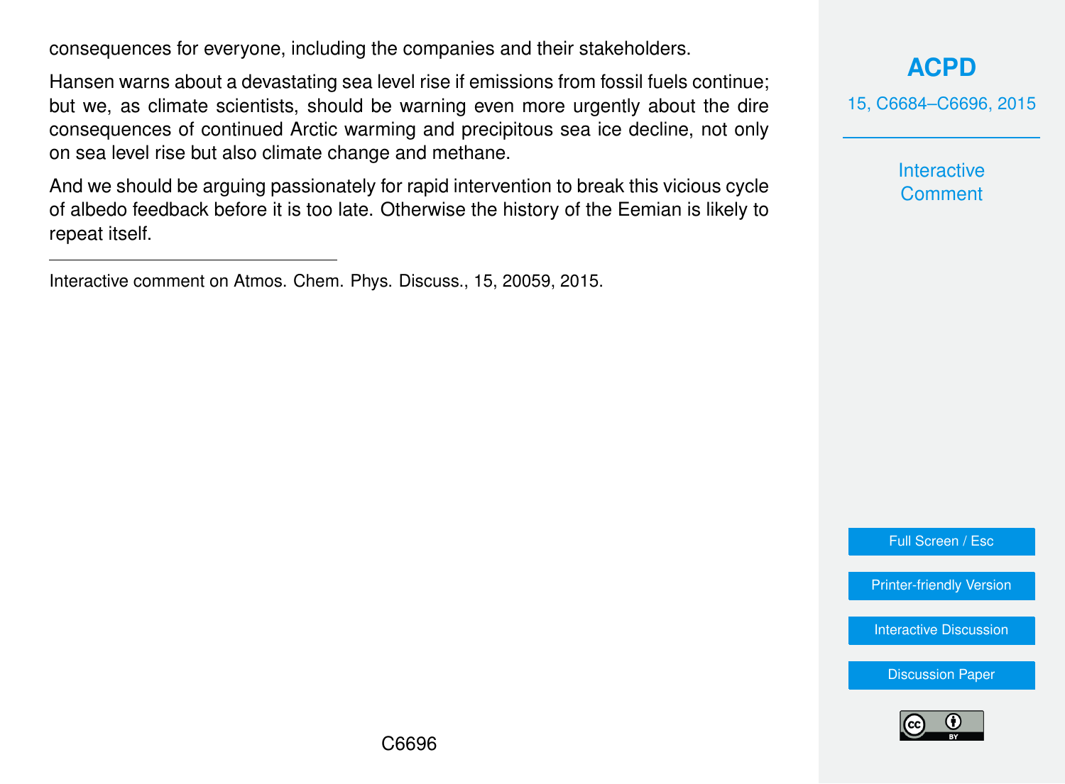consequences for everyone, including the companies and their stakeholders.

Hansen warns about a devastating sea level rise if emissions from fossil fuels continue; but we, as climate scientists, should be warning even more urgently about the dire consequences of continued Arctic warming and precipitous sea ice decline, not only on sea level rise but also climate change and methane.

And we should be arguing passionately for rapid intervention to break this vicious cycle of albedo feedback before it is too late. Otherwise the history of the Eemian is likely to repeat itself.

---

Interactive comment on Atmos. Chem. Phys. Discuss., 15, 20059, 2015.